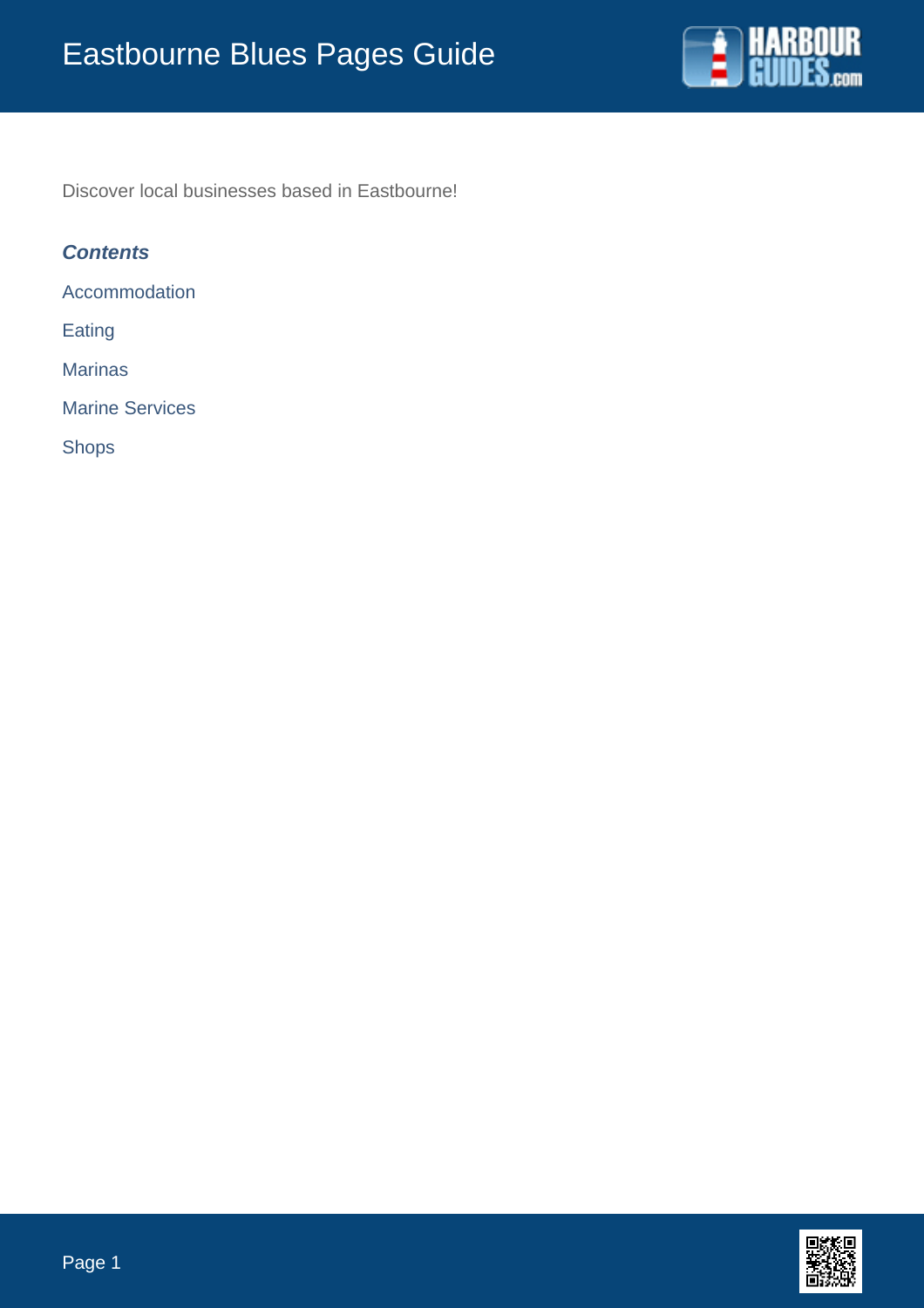# Eastbourne Blues Pages Guide

Discover local businesses based in Eastbourne!

***Contents***

Accommodation

Eating

Marinas

Marine Services

Shops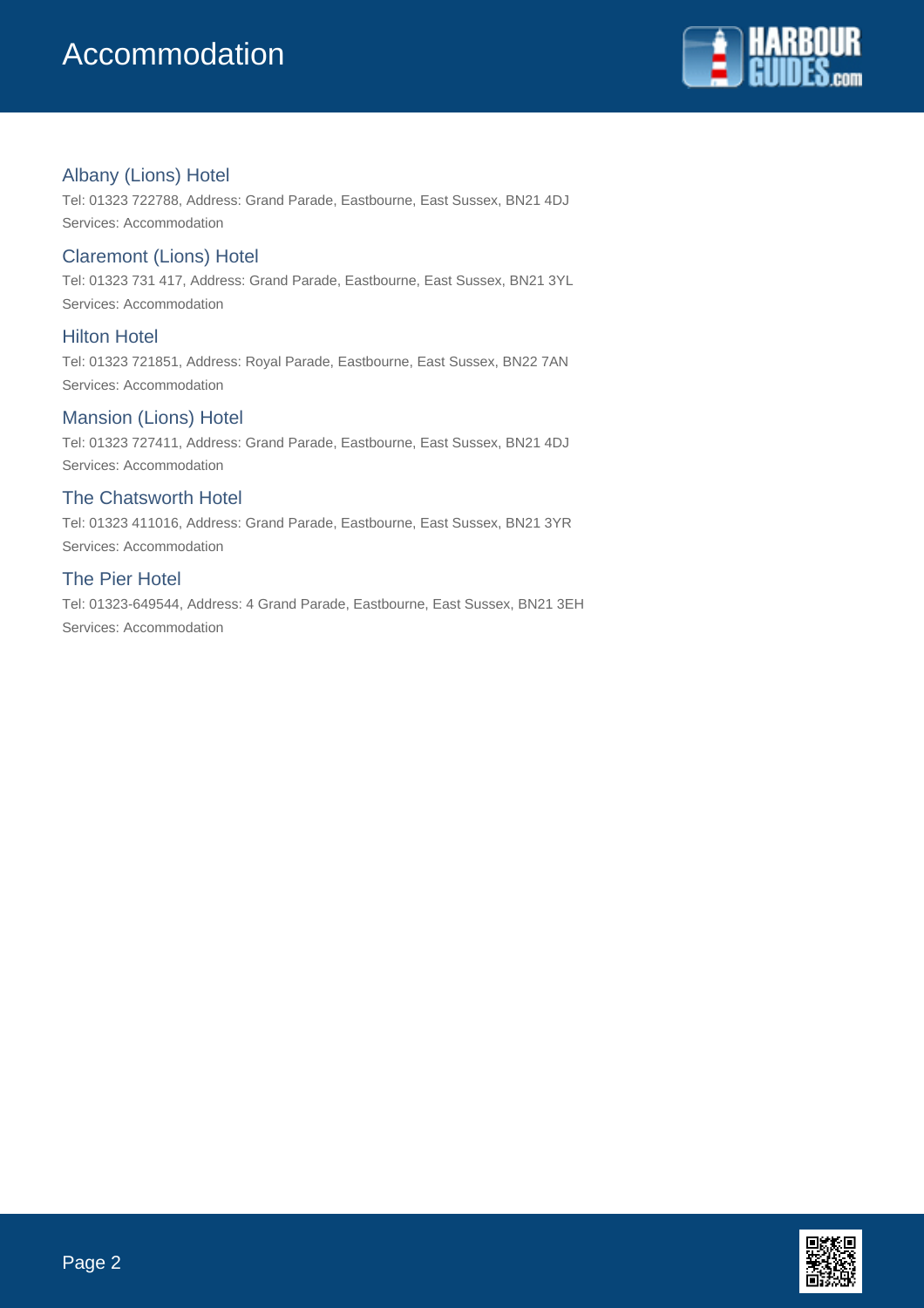# Accommodation

## Albany (Lions) Hotel

Tel: 01323 722788, Address: Grand Parade, Eastbourne, East Sussex, BN21 4DJ
Services: Accommodation

## Claremont (Lions) Hotel

Tel: 01323 731 417, Address: Grand Parade, Eastbourne, East Sussex, BN21 3YL
Services: Accommodation

## Hilton Hotel

Tel: 01323 721851, Address: Royal Parade, Eastbourne, East Sussex, BN22 7AN
Services: Accommodation

## Mansion (Lions) Hotel

Tel: 01323 727411, Address: Grand Parade, Eastbourne, East Sussex, BN21 4DJ
Services: Accommodation

## The Chatsworth Hotel

Tel: 01323 411016, Address: Grand Parade, Eastbourne, East Sussex, BN21 3YR
Services: Accommodation

## The Pier Hotel

Tel: 01323-649544, Address: 4 Grand Parade, Eastbourne, East Sussex, BN21 3EH
Services: Accommodation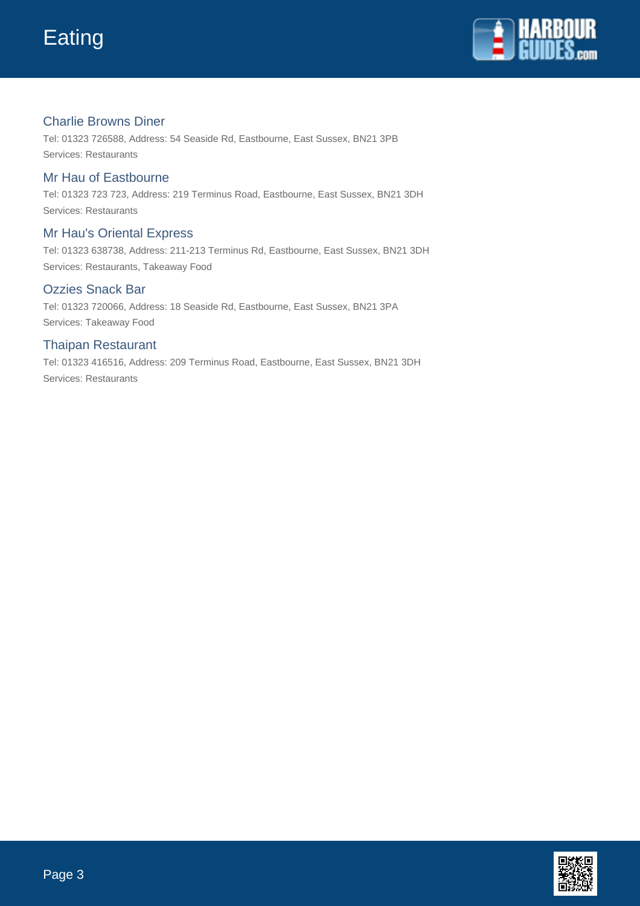# Eating

## Charlie Browns Diner

Tel: 01323 726588, Address: 54 Seaside Rd, Eastbourne, East Sussex, BN21 3PB
Services: Restaurants

## Mr Hau of Eastbourne

Tel: 01323 723 723, Address: 219 Terminus Road, Eastbourne, East Sussex, BN21 3DH
Services: Restaurants

## Mr Hau's Oriental Express

Tel: 01323 638738, Address: 211-213 Terminus Rd, Eastbourne, East Sussex, BN21 3DH
Services: Restaurants, Takeaway Food

## Ozzies Snack Bar

Tel: 01323 720066, Address: 18 Seaside Rd, Eastbourne, East Sussex, BN21 3PA
Services: Takeaway Food

## Thaipan Restaurant

Tel: 01323 416516, Address: 209 Terminus Road, Eastbourne, East Sussex, BN21 3DH
Services: Restaurants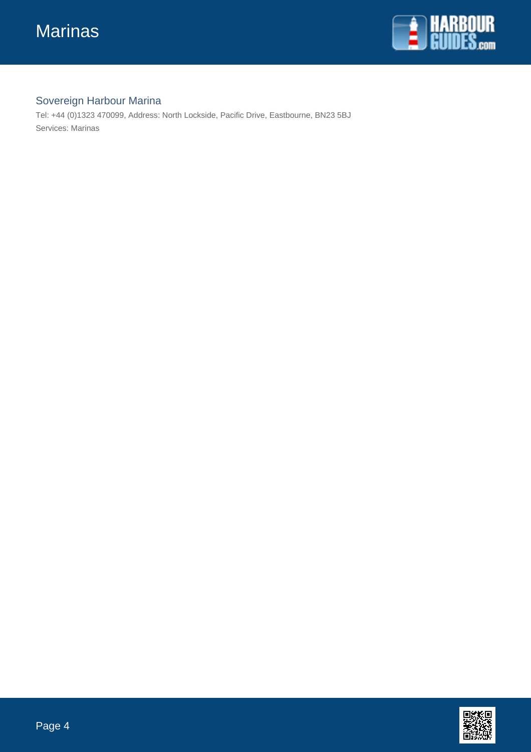## Sovereign Harbour Marina

Tel: +44 (0)1323 470099, Address: North Lockside, Pacific Drive, Eastbourne, BN23 5BJ

Services: Marinas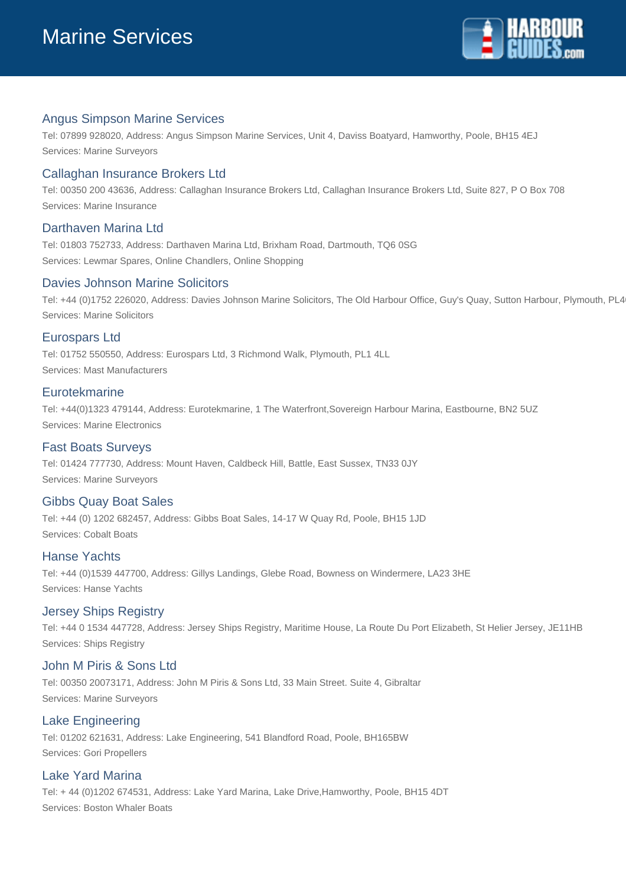# Marine Services

## Angus Simpson Marine Services

Tel: 07899 928020, Address: Angus Simpson Marine Services, Unit 4, Daviss Boatyard, Hamworthy, Poole, BH15 4EJ

Services: Marine Surveyors

## Callaghan Insurance Brokers Ltd

Tel: 00350 200 43636, Address: Callaghan Insurance Brokers Ltd, Callaghan Insurance Brokers Ltd, Suite 827, P O Box 708

Services: Marine Insurance

## Darthaven Marina Ltd

Tel: 01803 752733, Address: Darthaven Marina Ltd, Brixham Road, Dartmouth, TQ6 0SG

Services: Lewmar Spares, Online Chandlers, Online Shopping

## Davies Johnson Marine Solicitors

Tel: +44 (0)1752 226020, Address: Davies Johnson Marine Solicitors, The Old Harbour Office, Guy's Quay, Sutton Harbour, Plymouth, PL4

Services: Marine Solicitors

## Eurospars Ltd

Tel: 01752 550550, Address: Eurospars Ltd, 3 Richmond Walk, Plymouth, PL1 4LL

Services: Mast Manufacturers

## Eurotekmarine

Tel: +44(0)1323 479144, Address: Eurotekmarine, 1 The Waterfront,Sovereign Harbour Marina, Eastbourne, BN2 5UZ

Services: Marine Electronics

## Fast Boats Surveys

Tel: 01424 777730, Address: Mount Haven, Caldbeck Hill, Battle, East Sussex, TN33 0JY

Services: Marine Surveyors

## Gibbs Quay Boat Sales

Tel: +44 (0) 1202 682457, Address: Gibbs Boat Sales, 14-17 W Quay Rd, Poole, BH15 1JD

Services: Cobalt Boats

## Hanse Yachts

Tel: +44 (0)1539 447700, Address: Gillys Landings, Glebe Road, Bowness on Windermere, LA23 3HE

Services: Hanse Yachts

## Jersey Ships Registry

Tel: +44 0 1534 447728, Address: Jersey Ships Registry, Maritime House, La Route Du Port Elizabeth, St Helier Jersey, JE11HB

Services: Ships Registry

## John M Piris & Sons Ltd

Tel: 00350 20073171, Address: John M Piris & Sons Ltd, 33 Main Street. Suite 4, Gibraltar

Services: Marine Surveyors

## Lake Engineering

Tel: 01202 621631, Address: Lake Engineering, 541 Blandford Road, Poole, BH165BW

Services: Gori Propellers

## Lake Yard Marina

Tel: + 44 (0)1202 674531, Address: Lake Yard Marina, Lake Drive,Hamworthy, Poole, BH15 4DT

Services: Boston Whaler Boats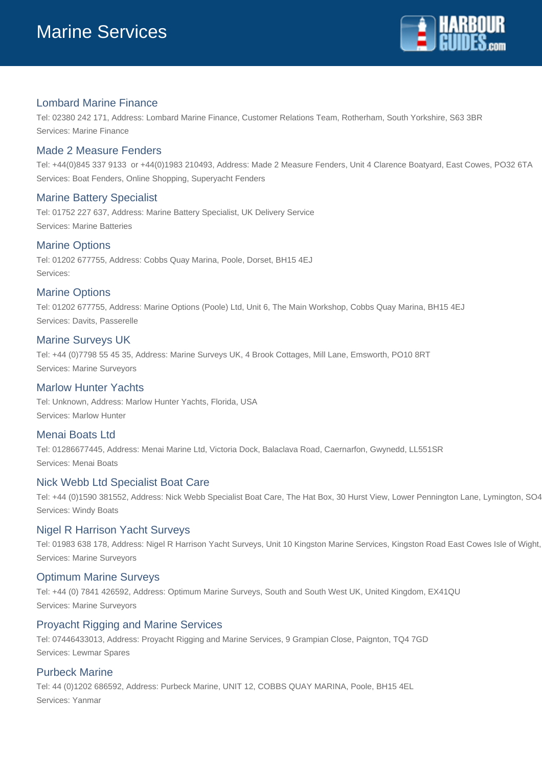# Marine Services

## Lombard Marine Finance

Tel: 02380 242 171, Address: Lombard Marine Finance, Customer Relations Team, Rotherham, South Yorkshire, S63 3BR

Services: Marine Finance

## Made 2 Measure Fenders

Tel: +44(0)845 337 9133 or +44(0)1983 210493, Address: Made 2 Measure Fenders, Unit 4 Clarence Boatyard, East Cowes, PO32 6TA

Services: Boat Fenders, Online Shopping, Superyacht Fenders

## Marine Battery Specialist

Tel: 01752 227 637, Address: Marine Battery Specialist, UK Delivery Service

Services: Marine Batteries

## Marine Options

Tel: 01202 677755, Address: Cobbs Quay Marina, Poole, Dorset, BH15 4EJ

Services:

## Marine Options

Tel: 01202 677755, Address: Marine Options (Poole) Ltd, Unit 6, The Main Workshop, Cobbs Quay Marina, BH15 4EJ

Services: Davits, Passerelle

## Marine Surveys UK

Tel: +44 (0)7798 55 45 35, Address: Marine Surveys UK, 4 Brook Cottages, Mill Lane, Emsworth, PO10 8RT

Services: Marine Surveyors

## Marlow Hunter Yachts

Tel: Unknown, Address: Marlow Hunter Yachts, Florida, USA

Services: Marlow Hunter

## Menai Boats Ltd

Tel: 01286677445, Address: Menai Marine Ltd, Victoria Dock, Balaclava Road, Caernarfon, Gwynedd, LL551SR

Services: Menai Boats

## Nick Webb Ltd Specialist Boat Care

Tel: +44 (0)1590 381552, Address: Nick Webb Specialist Boat Care, The Hat Box, 30 Hurst View, Lower Pennington Lane, Lymington, SO4

Services: Windy Boats

## Nigel R Harrison Yacht Surveys

Tel: 01983 638 178, Address: Nigel R Harrison Yacht Surveys, Unit 10 Kingston Marine Services, Kingston Road East Cowes Isle of Wight,

Services: Marine Surveyors

## Optimum Marine Surveys

Tel: +44 (0) 7841 426592, Address: Optimum Marine Surveys, South and South West UK, United Kingdom, EX41QU

Services: Marine Surveyors

## Proyacht Rigging and Marine Services

Tel: 07446433013, Address: Proyacht Rigging and Marine Services, 9 Grampian Close, Paignton, TQ4 7GD

Services: Lewmar Spares

## Purbeck Marine

Tel: 44 (0)1202 686592, Address: Purbeck Marine, UNIT 12, COBBS QUAY MARINA, Poole, BH15 4EL

Services: Yanmar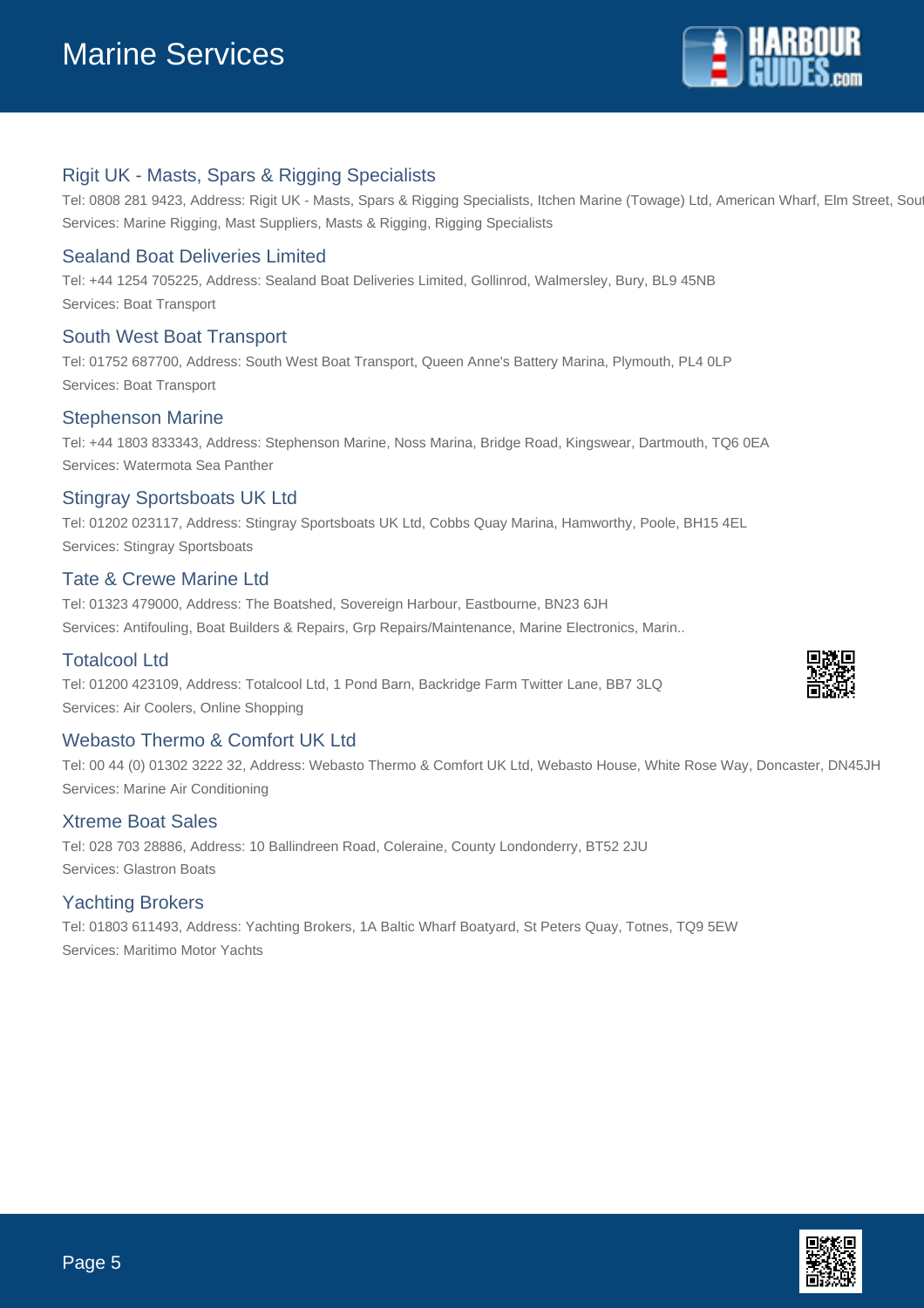## Rigit UK - Masts, Spars & Rigging Specialists

Tel: 0808 281 9423, Address: Rigit UK - Masts, Spars & Rigging Specialists, Itchen Marine (Towage) Ltd, American Wharf, Elm Street, Sout

Services: Marine Rigging, Mast Suppliers, Masts & Rigging, Rigging Specialists

## Sealand Boat Deliveries Limited

Tel: +44 1254 705225, Address: Sealand Boat Deliveries Limited, Gollinrod, Walmersley, Bury, BL9 45NB

Services: Boat Transport

## South West Boat Transport

Tel: 01752 687700, Address: South West Boat Transport, Queen Anne's Battery Marina, Plymouth, PL4 0LP

Services: Boat Transport

## Stephenson Marine

Tel: +44 1803 833343, Address: Stephenson Marine, Noss Marina, Bridge Road, Kingswear, Dartmouth, TQ6 0EA

Services: Watermota Sea Panther

## Stingray Sportsboats UK Ltd

Tel: 01202 023117, Address: Stingray Sportsboats UK Ltd, Cobbs Quay Marina, Hamworthy, Poole, BH15 4EL

Services: Stingray Sportsboats

## Tate & Crewe Marine Ltd

Tel: 01323 479000, Address: The Boatshed, Sovereign Harbour, Eastbourne, BN23 6JH

Services: Antifouling, Boat Builders & Repairs, Grp Repairs/Maintenance, Marine Electronics, Marin..

## Totalcool Ltd

Tel: 01200 423109, Address: Totalcool Ltd, 1 Pond Barn, Backridge Farm Twitter Lane, BB7 3LQ

Services: Air Coolers, Online Shopping

## Webasto Thermo & Comfort UK Ltd

Tel: 00 44 (0) 01302 3222 32, Address: Webasto Thermo & Comfort UK Ltd, Webasto House, White Rose Way, Doncaster, DN45JH

Services: Marine Air Conditioning

## Xtreme Boat Sales

Tel: 028 703 28886, Address: 10 Ballindreen Road, Coleraine, County Londonderry, BT52 2JU

Services: Glastron Boats

## Yachting Brokers

Tel: 01803 611493, Address: Yachting Brokers, 1A Baltic Wharf Boatyard, St Peters Quay, Totnes, TQ9 5EW

Services: Maritimo Motor Yachts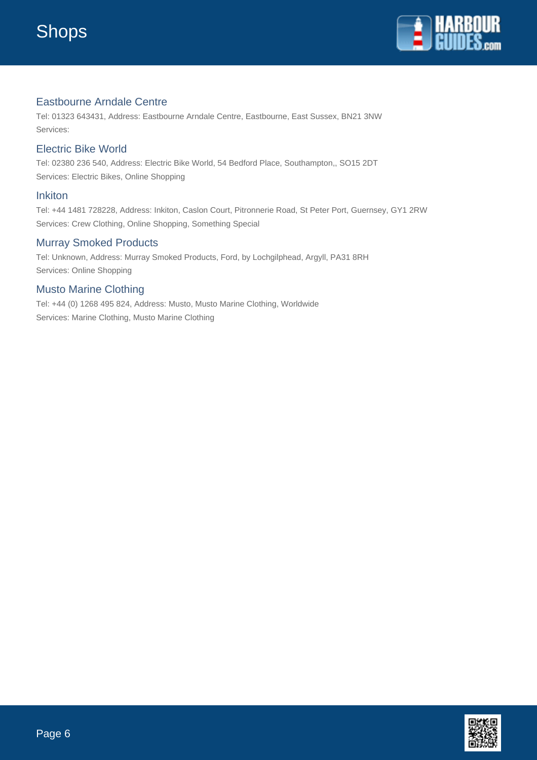# Shops

## Eastbourne Arndale Centre

Tel: 01323 643431, Address: Eastbourne Arndale Centre, Eastbourne, East Sussex, BN21 3NW
Services:

## Electric Bike World

Tel: 02380 236 540, Address: Electric Bike World, 54 Bedford Place, Southampton,, SO15 2DT
Services: Electric Bikes, Online Shopping

## Inkiton

Tel: +44 1481 728228, Address: Inkiton, Caslon Court, Pitronnerie Road, St Peter Port, Guernsey, GY1 2RW
Services: Crew Clothing, Online Shopping, Something Special

## Murray Smoked Products

Tel: Unknown, Address: Murray Smoked Products, Ford, by Lochgilphead, Argyll, PA31 8RH
Services: Online Shopping

## Musto Marine Clothing

Tel: +44 (0) 1268 495 824, Address: Musto, Musto Marine Clothing, Worldwide
Services: Marine Clothing, Musto Marine Clothing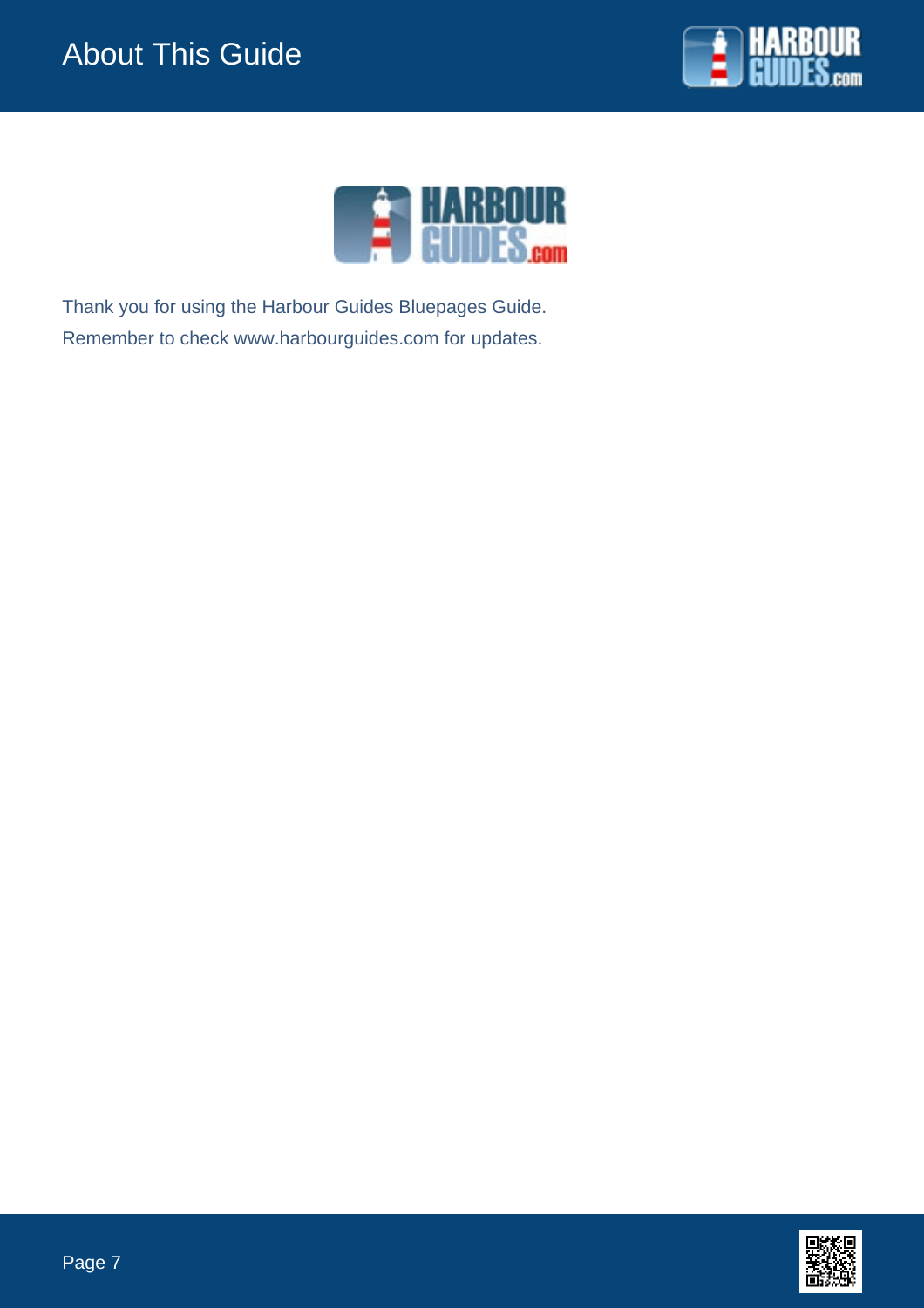# About This Guide

Thank you for using the Harbour Guides Bluepages Guide.
Remember to check www.harbourguides.com for updates.